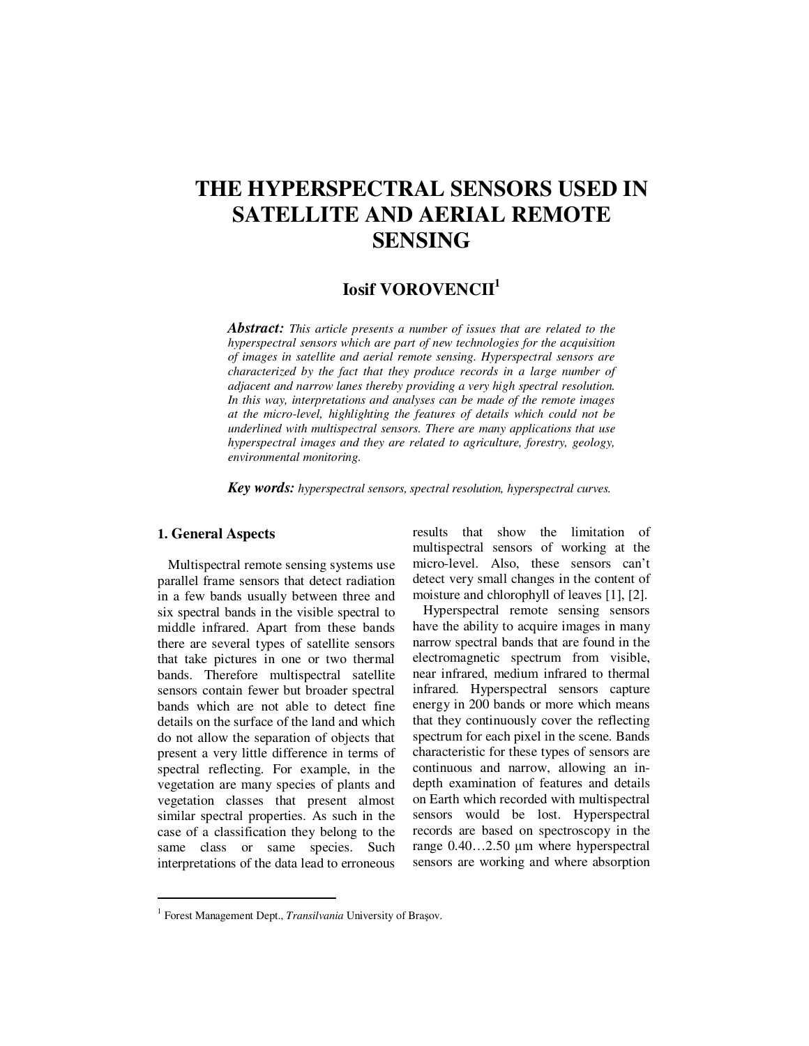# THE HYPERSPECTRAL SENSORS USED IN SATELLITE AND AERIAL REMOTE SENSING

**Iosif VOROVENCII[1]**

***Abstract:*** *This article presents a number of issues that are related to the hyperspectral sensors which are part of new technologies for the acquisition of images in satellite and aerial remote sensing. Hyperspectral sensors are characterized by the fact that they produce records in a large number of adjacent and narrow lanes thereby providing a very high spectral resolution. In this way, interpretations and analyses can be made of the remote images at the micro-level, highlighting the features of details which could not be underlined with multispectral sensors. There are many applications that use hyperspectral images and they are related to agriculture, forestry, geology, environmental monitoring.*

***Key words:*** *hyperspectral sensors, spectral resolution, hyperspectral curves.*

## 1. General Aspects

Multispectral remote sensing systems use parallel frame sensors that detect radiation in a few bands usually between three and six spectral bands in the visible spectral to middle infrared. Apart from these bands there are several types of satellite sensors that take pictures in one or two thermal bands. Therefore multispectral satellite sensors contain fewer but broader spectral bands which are not able to detect fine details on the surface of the land and which do not allow the separation of objects that present a very little difference in terms of spectral reflecting. For example, in the vegetation are many species of plants and vegetation classes that present almost similar spectral properties. As such in the case of a classification they belong to the same class or same species. Such interpretations of the data lead to erroneous results that show the limitation of multispectral sensors of working at the micro-level. Also, these sensors can't detect very small changes in the content of moisture and chlorophyll of leaves [1], [2].

Hyperspectral remote sensing sensors have the ability to acquire images in many narrow spectral bands that are found in the electromagnetic spectrum from visible, near infrared, medium infrared to thermal infrared. Hyperspectral sensors capture energy in 200 bands or more which means that they continuously cover the reflecting spectrum for each pixel in the scene. Bands characteristic for these types of sensors are continuous and narrow, allowing an in-depth examination of features and details on Earth which recorded with multispectral sensors would be lost. Hyperspectral records are based on spectroscopy in the range 0.40…2.50 µm where hyperspectral sensors are working and where absorption

---

[1] Forest Management Dept., *Transilvania* University of Braşov.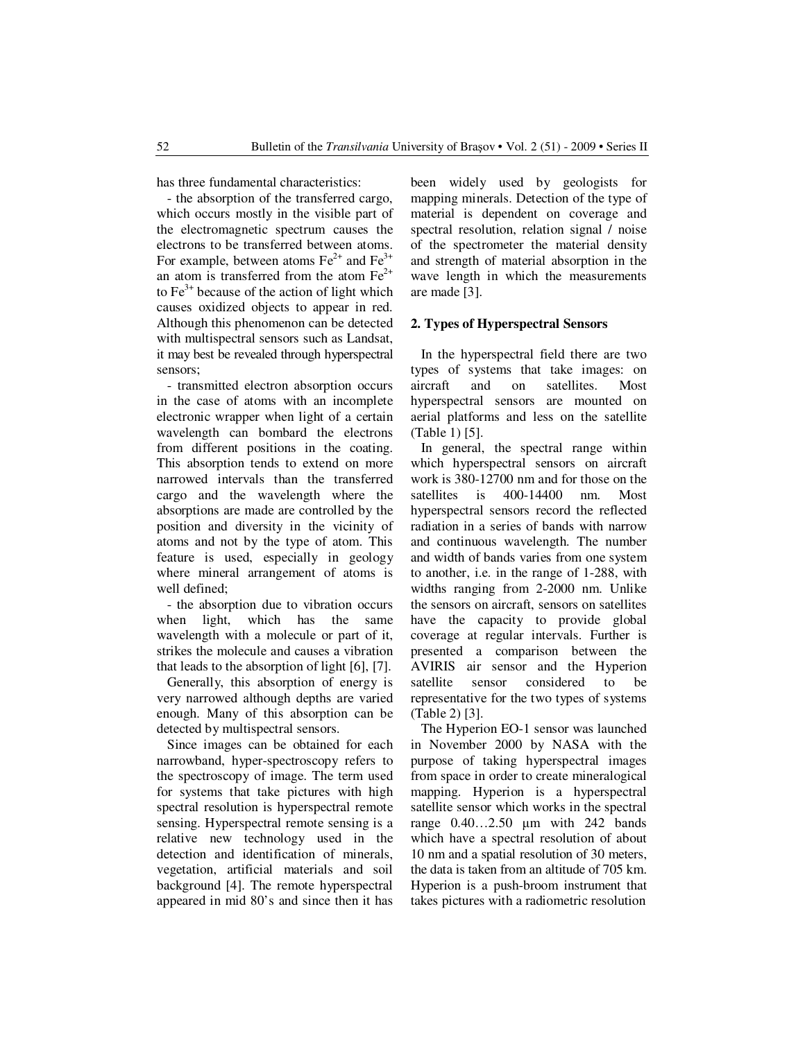has three fundamental characteristics:

- the absorption of the transferred cargo, which occurs mostly in the visible part of the electromagnetic spectrum causes the electrons to be transferred between atoms. For example, between atoms $Fe^{2+}$ and $Fe^{3+}$ an atom is transferred from the atom $Fe^{2+}$ to $Fe^{3+}$ because of the action of light which causes oxidized objects to appear in red. Although this phenomenon can be detected with multispectral sensors such as Landsat, it may best be revealed through hyperspectral sensors;
- transmitted electron absorption occurs in the case of atoms with an incomplete electronic wrapper when light of a certain wavelength can bombard the electrons from different positions in the coating. This absorption tends to extend on more narrowed intervals than the transferred cargo and the wavelength where the absorptions are made are controlled by the position and diversity in the vicinity of atoms and not by the type of atom. This feature is used, especially in geology where mineral arrangement of atoms is well defined;
- the absorption due to vibration occurs when light, which has the same wavelength with a molecule or part of it, strikes the molecule and causes a vibration that leads to the absorption of light [6], [7].

Generally, this absorption of energy is very narrowed although depths are varied enough. Many of this absorption can be detected by multispectral sensors.

Since images can be obtained for each narrowband, hyper-spectroscopy refers to the spectroscopy of image. The term used for systems that take pictures with high spectral resolution is hyperspectral remote sensing. Hyperspectral remote sensing is a relative new technology used in the detection and identification of minerals, vegetation, artificial materials and soil background [4]. The remote hyperspectral appeared in mid 80's and since then it has been widely used by geologists for mapping minerals. Detection of the type of material is dependent on coverage and spectral resolution, relation signal / noise of the spectrometer the material density and strength of material absorption in the wave length in which the measurements are made [3].

## 2. Types of Hyperspectral Sensors

In the hyperspectral field there are two types of systems that take images: on aircraft and on satellites. Most hyperspectral sensors are mounted on aerial platforms and less on the satellite (Table 1) [5].

In general, the spectral range within which hyperspectral sensors on aircraft work is 380-12700 nm and for those on the satellites is 400-14400 nm. Most hyperspectral sensors record the reflected radiation in a series of bands with narrow and continuous wavelength. The number and width of bands varies from one system to another, i.e. in the range of 1-288, with widths ranging from 2-2000 nm. Unlike the sensors on aircraft, sensors on satellites have the capacity to provide global coverage at regular intervals. Further is presented a comparison between the AVIRIS air sensor and the Hyperion satellite sensor considered to be representative for the two types of systems (Table 2) [3].

The Hyperion EO-1 sensor was launched in November 2000 by NASA with the purpose of taking hyperspectral images from space in order to create mineralogical mapping. Hyperion is a hyperspectral satellite sensor which works in the spectral range 0.40…2.50 μm with 242 bands which have a spectral resolution of about 10 nm and a spatial resolution of 30 meters, the data is taken from an altitude of 705 km. Hyperion is a push-broom instrument that takes pictures with a radiometric resolution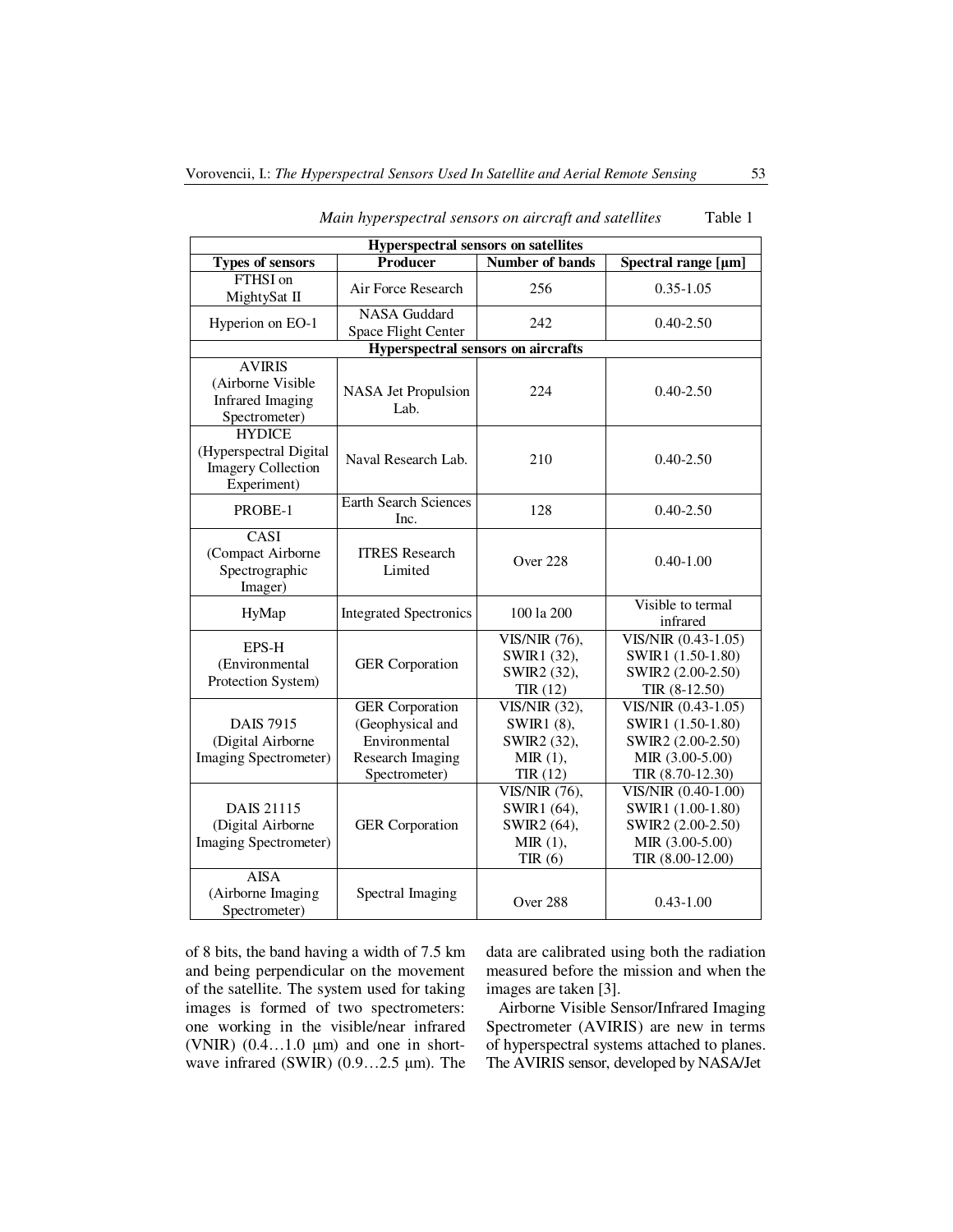*Main hyperspectral sensors on aircraft and satellites* Table 1

| Hyperspectral sensors on satellites | | | |
|---|---|---|---|
| **Types of sensors** | **Producer** | **Number of bands** | **Spectral range [µm]** |
| FTHSI on MightySat II | Air Force Research | 256 | 0.35-1.05 |
| Hyperion on EO-1 | NASA Guddard Space Flight Center | 242 | 0.40-2.50 |
| **Hyperspectral sensors on aircrafts** | | | |
| AVIRIS (Airborne Visible Infrared Imaging Spectrometer) | NASA Jet Propulsion Lab. | 224 | 0.40-2.50 |
| HYDICE (Hyperspectral Digital Imagery Collection Experiment) | Naval Research Lab. | 210 | 0.40-2.50 |
| PROBE-1 | Earth Search Sciences Inc. | 128 | 0.40-2.50 |
| CASI (Compact Airborne Spectrographic Imager) | ITRES Research Limited | Over 228 | 0.40-1.00 |
| HyMap | Integrated Spectronics | 100 la 200 | Visible to termal infrared |
| EPS-H (Environmental Protection System) | GER Corporation | VIS/NIR (76), SWIR1 (32), SWIR2 (32), TIR (12) | VIS/NIR (0.43-1.05) SWIR1 (1.50-1.80) SWIR2 (2.00-2.50) TIR (8-12.50) |
| DAIS 7915 (Digital Airborne Imaging Spectrometer) | GER Corporation (Geophysical and Environmental Research Imaging Spectrometer) | VIS/NIR (32), SWIR1 (8), SWIR2 (32), MIR (1), TIR (12) | VIS/NIR (0.43-1.05) SWIR1 (1.50-1.80) SWIR2 (2.00-2.50) MIR (3.00-5.00) TIR (8.70-12.30) |
| DAIS 21115 (Digital Airborne Imaging Spectrometer) | GER Corporation | VIS/NIR (76), SWIR1 (64), SWIR2 (64), MIR (1), TIR (6) | VIS/NIR (0.40-1.00) SWIR1 (1.00-1.80) SWIR2 (2.00-2.50) MIR (3.00-5.00) TIR (8.00-12.00) |
| AISA (Airborne Imaging Spectrometer) | Spectral Imaging | Over 288 | 0.43-1.00 |

of 8 bits, the band having a width of 7.5 km and being perpendicular on the movement of the satellite. The system used for taking images is formed of two spectrometers: one working in the visible/near infrared (VNIR) (0.4…1.0 µm) and one in short-wave infrared (SWIR) (0.9…2.5 µm). The data are calibrated using both the radiation measured before the mission and when the images are taken [3].

Airborne Visible Sensor/Infrared Imaging Spectrometer (AVIRIS) are new in terms of hyperspectral systems attached to planes. The AVIRIS sensor, developed by NASA/Jet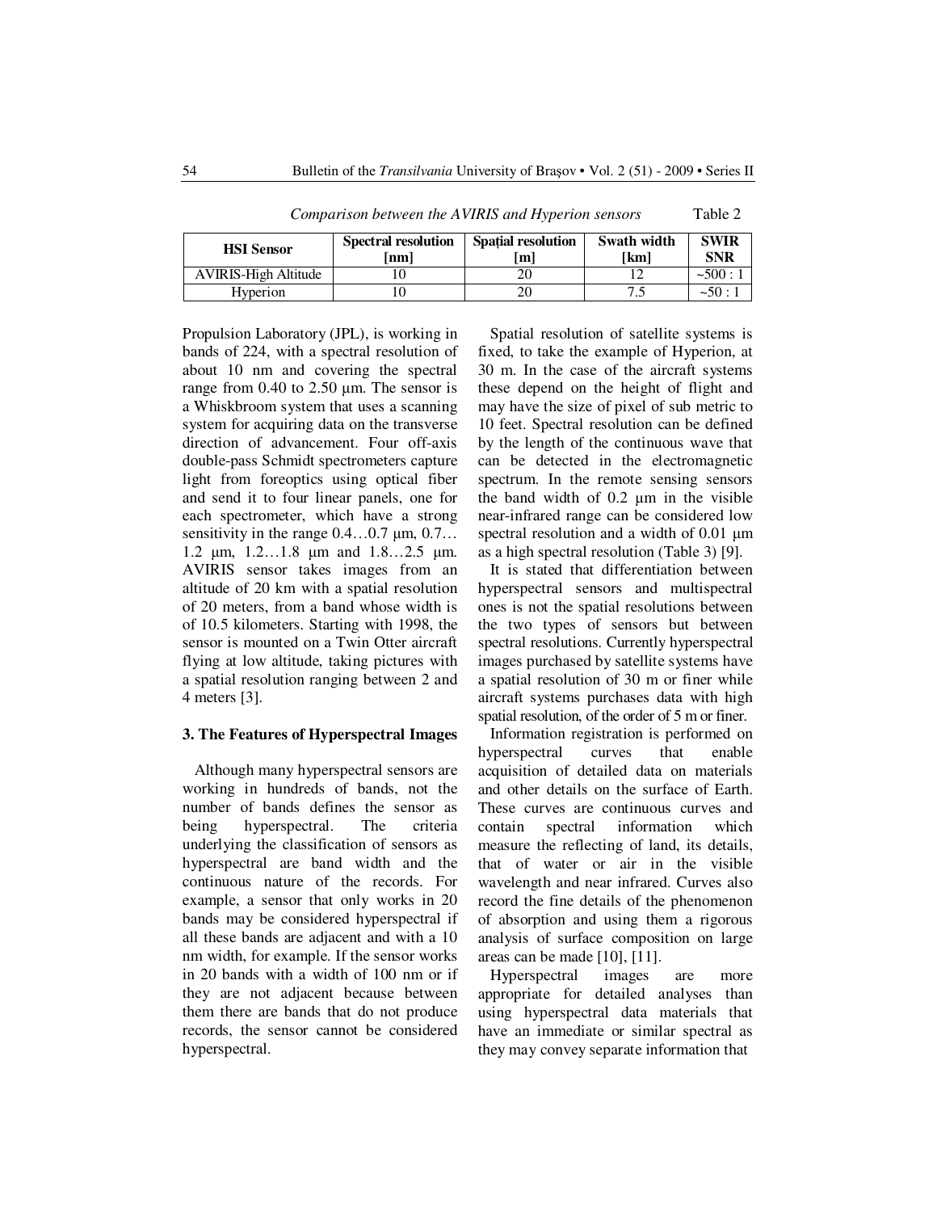*Comparison between the AVIRIS and Hyperion sensors* Table 2

| HSI Sensor | Spectral resolution [nm] | Spațial resolution [m] | Swath width [km] | SWIR SNR |
|---|---|---|---|---|
| AVIRIS-High Altitude | 10 | 20 | 12 | ~500 : 1 |
| Hyperion | 10 | 20 | 7.5 | ~50 : 1 |

Propulsion Laboratory (JPL), is working in bands of 224, with a spectral resolution of about 10 nm and covering the spectral range from 0.40 to 2.50 µm. The sensor is a Whiskbroom system that uses a scanning system for acquiring data on the transverse direction of advancement. Four off-axis double-pass Schmidt spectrometers capture light from foreoptics using optical fiber and send it to four linear panels, one for each spectrometer, which have a strong sensitivity in the range 0.4…0.7 µm, 0.7…1.2 µm, 1.2…1.8 µm and 1.8…2.5 µm. AVIRIS sensor takes images from an altitude of 20 km with a spatial resolution of 20 meters, from a band whose width is of 10.5 kilometers. Starting with 1998, the sensor is mounted on a Twin Otter aircraft flying at low altitude, taking pictures with a spatial resolution ranging between 2 and 4 meters [3].

### 3. The Features of Hyperspectral Images

Although many hyperspectral sensors are working in hundreds of bands, not the number of bands defines the sensor as being hyperspectral. The criteria underlying the classification of sensors as hyperspectral are band width and the continuous nature of the records. For example, a sensor that only works in 20 bands may be considered hyperspectral if all these bands are adjacent and with a 10 nm width, for example. If the sensor works in 20 bands with a width of 100 nm or if they are not adjacent because between them there are bands that do not produce records, the sensor cannot be considered hyperspectral.

Spatial resolution of satellite systems is fixed, to take the example of Hyperion, at 30 m. In the case of the aircraft systems these depend on the height of flight and may have the size of pixel of sub metric to 10 feet. Spectral resolution can be defined by the length of the continuous wave that can be detected in the electromagnetic spectrum. In the remote sensing sensors the band width of 0.2 µm in the visible near-infrared range can be considered low spectral resolution and a width of 0.01 µm as a high spectral resolution (Table 3) [9].

It is stated that differentiation between hyperspectral sensors and multispectral ones is not the spatial resolutions between the two types of sensors but between spectral resolutions. Currently hyperspectral images purchased by satellite systems have a spatial resolution of 30 m or finer while aircraft systems purchases data with high spatial resolution, of the order of 5 m or finer.

Information registration is performed on hyperspectral curves that enable acquisition of detailed data on materials and other details on the surface of Earth. These curves are continuous curves and contain spectral information which measure the reflecting of land, its details, that of water or air in the visible wavelength and near infrared. Curves also record the fine details of the phenomenon of absorption and using them a rigorous analysis of surface composition on large areas can be made [10], [11].

Hyperspectral images are more appropriate for detailed analyses than using hyperspectral data materials that have an immediate or similar spectral as they may convey separate information that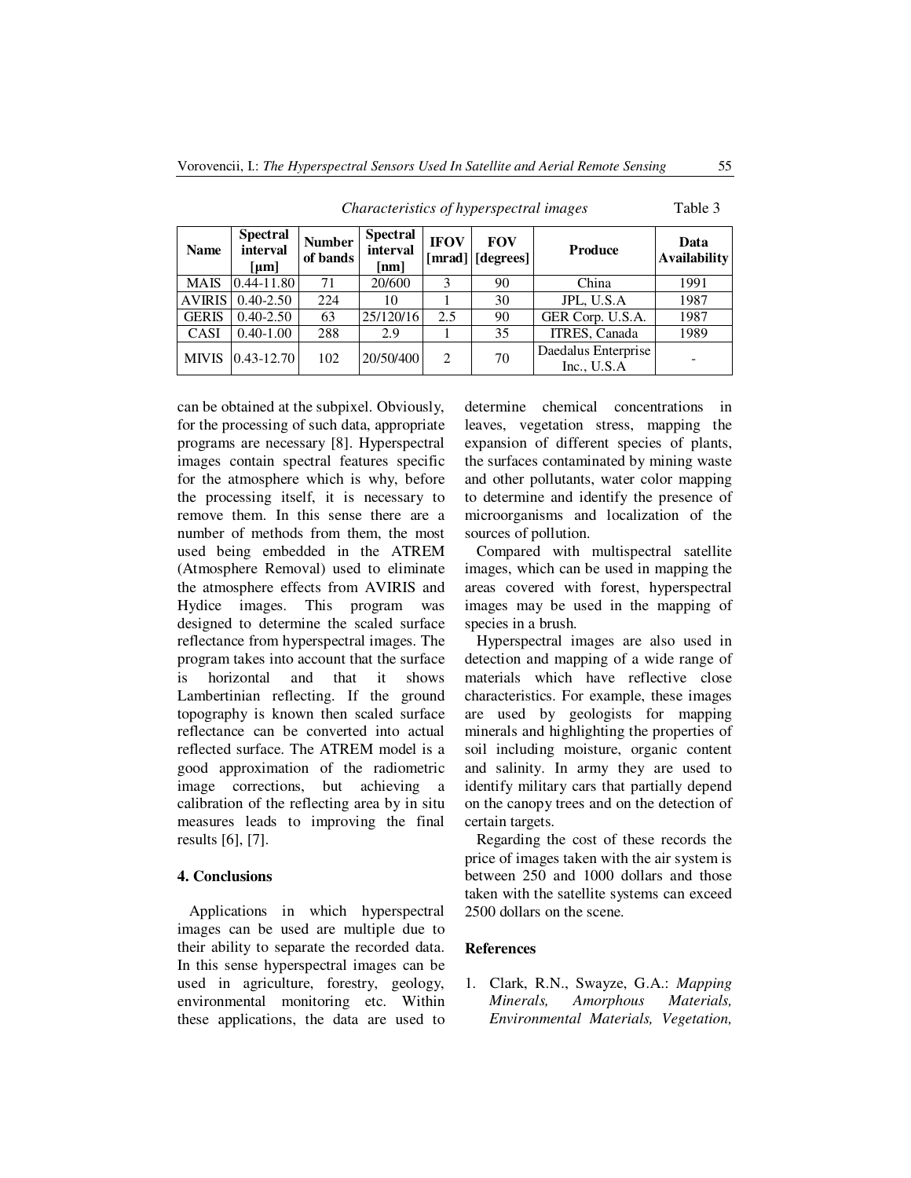*Characteristics of hyperspectral images* Table 3

| Name | Spectral interval [μm] | Number of bands | Spectral interval [nm] | IFOV [mrad] | FOV [degrees] | Produce | Data Availability |
|---|---|---|---|---|---|---|---|
| MAIS | 0.44-11.80 | 71 | 20/600 | 3 | 90 | China | 1991 |
| AVIRIS | 0.40-2.50 | 224 | 10 | 1 | 30 | JPL, U.S.A | 1987 |
| GERIS | 0.40-2.50 | 63 | 25/120/16 | 2.5 | 90 | GER Corp. U.S.A. | 1987 |
| CASI | 0.40-1.00 | 288 | 2.9 | 1 | 35 | ITRES, Canada | 1989 |
| MIVIS | 0.43-12.70 | 102 | 20/50/400 | 2 | 70 | Daedalus Enterprise Inc., U.S.A | - |

can be obtained at the subpixel. Obviously, for the processing of such data, appropriate programs are necessary [8]. Hyperspectral images contain spectral features specific for the atmosphere which is why, before the processing itself, it is necessary to remove them. In this sense there are a number of methods from them, the most used being embedded in the ATREM (Atmosphere Removal) used to eliminate the atmosphere effects from AVIRIS and Hydice images. This program was designed to determine the scaled surface reflectance from hyperspectral images. The program takes into account that the surface is horizontal and that it shows Lambertinian reflecting. If the ground topography is known then scaled surface reflectance can be converted into actual reflected surface. The ATREM model is a good approximation of the radiometric image corrections, but achieving a calibration of the reflecting area by in situ measures leads to improving the final results [6], [7].

## 4. Conclusions

Applications in which hyperspectral images can be used are multiple due to their ability to separate the recorded data. In this sense hyperspectral images can be used in agriculture, forestry, geology, environmental monitoring etc. Within these applications, the data are used to determine chemical concentrations in leaves, vegetation stress, mapping the expansion of different species of plants, the surfaces contaminated by mining waste and other pollutants, water color mapping to determine and identify the presence of microorganisms and localization of the sources of pollution.

Compared with multispectral satellite images, which can be used in mapping the areas covered with forest, hyperspectral images may be used in the mapping of species in a brush.

Hyperspectral images are also used in detection and mapping of a wide range of materials which have reflective close characteristics. For example, these images are used by geologists for mapping minerals and highlighting the properties of soil including moisture, organic content and salinity. In army they are used to identify military cars that partially depend on the canopy trees and on the detection of certain targets.

Regarding the cost of these records the price of images taken with the air system is between 250 and 1000 dollars and those taken with the satellite systems can exceed 2500 dollars on the scene.

## References

1. Clark, R.N., Swayze, G.A.: *Mapping Minerals, Amorphous Materials, Environmental Materials, Vegetation,*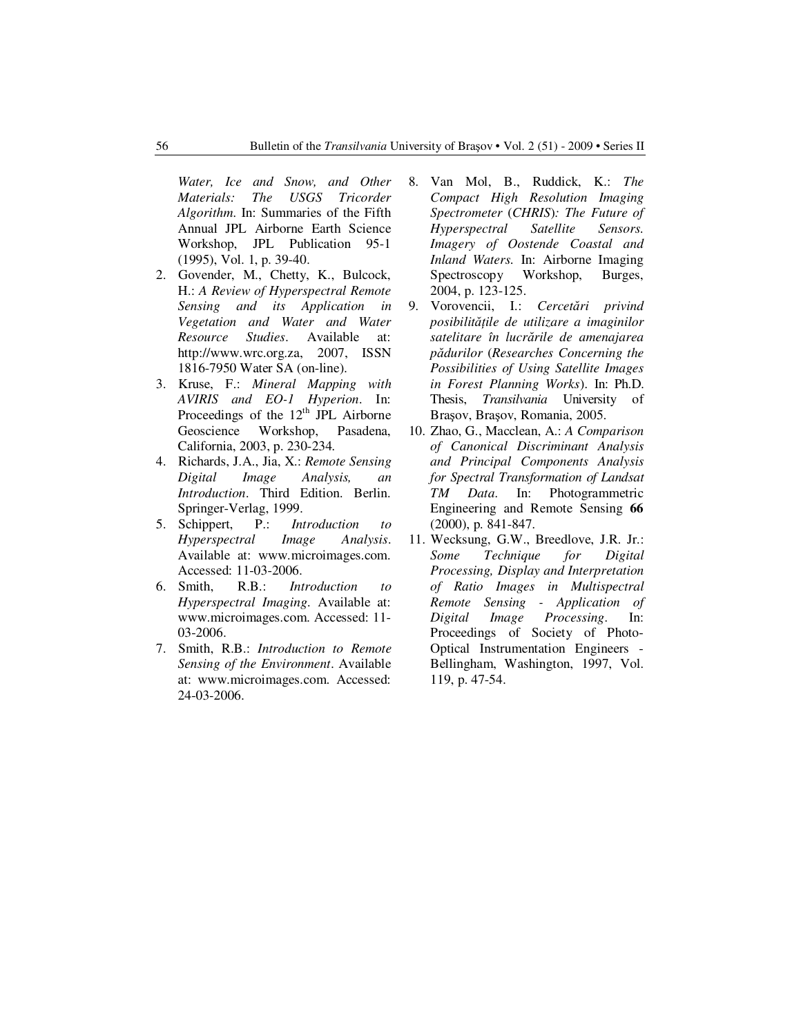*Water, Ice and Snow, and Other Materials: The USGS Tricorder Algorithm*. In: Summaries of the Fifth Annual JPL Airborne Earth Science Workshop, JPL Publication 95-1 (1995), Vol. 1, p. 39-40.

2. Govender, M., Chetty, K., Bulcock, H.: *A Review of Hyperspectral Remote Sensing and its Application in Vegetation and Water and Water Resource Studies*. Available at: http://www.wrc.org.za, 2007, ISSN 1816-7950 Water SA (on-line).
3. Kruse, F.: *Mineral Mapping with AVIRIS and EO-1 Hyperion*. In: Proceedings of the 12th JPL Airborne Geoscience Workshop, Pasadena, California, 2003, p. 230-234.
4. Richards, J.A., Jia, X.: *Remote Sensing Digital Image Analysis, an Introduction*. Third Edition. Berlin. Springer-Verlag, 1999.
5. Schippert, P.: *Introduction to Hyperspectral Image Analysis*. Available at: www.microimages.com. Accessed: 11-03-2006.
6. Smith, R.B.: *Introduction to Hyperspectral Imaging*. Available at: www.microimages.com. Accessed: 11-03-2006.
7. Smith, R.B.: *Introduction to Remote Sensing of the Environment*. Available at: www.microimages.com. Accessed: 24-03-2006.
8. Van Mol, B., Ruddick, K.: *The Compact High Resolution Imaging Spectrometer* (*CHRIS*)*: The Future of Hyperspectral Satellite Sensors. Imagery of Oostende Coastal and Inland Waters.* In: Airborne Imaging Spectroscopy Workshop, Burges, 2004, p. 123-125.
9. Vorovencii, I.: *Cercetări privind posibilităţile de utilizare a imaginilor satelitare în lucrările de amenajarea pădurilor* (*Researches Concerning the Possibilities of Using Satellite Images in Forest Planning Works*). In: Ph.D. Thesis, *Transilvania* University of Braşov, Braşov, Romania, 2005.
10. Zhao, G., Macclean, A.: *A Comparison of Canonical Discriminant Analysis and Principal Components Analysis for Spectral Transformation of Landsat TM Data*. In: Photogrammetric Engineering and Remote Sensing **66** (2000), p. 841-847.
11. Wecksung, G.W., Breedlove, J.R. Jr.: *Some Technique for Digital Processing, Display and Interpretation of Ratio Images in Multispectral Remote Sensing - Application of Digital Image Processing*. In: Proceedings of Society of Photo-Optical Instrumentation Engineers - Bellingham, Washington, 1997, Vol. 119, p. 47-54.